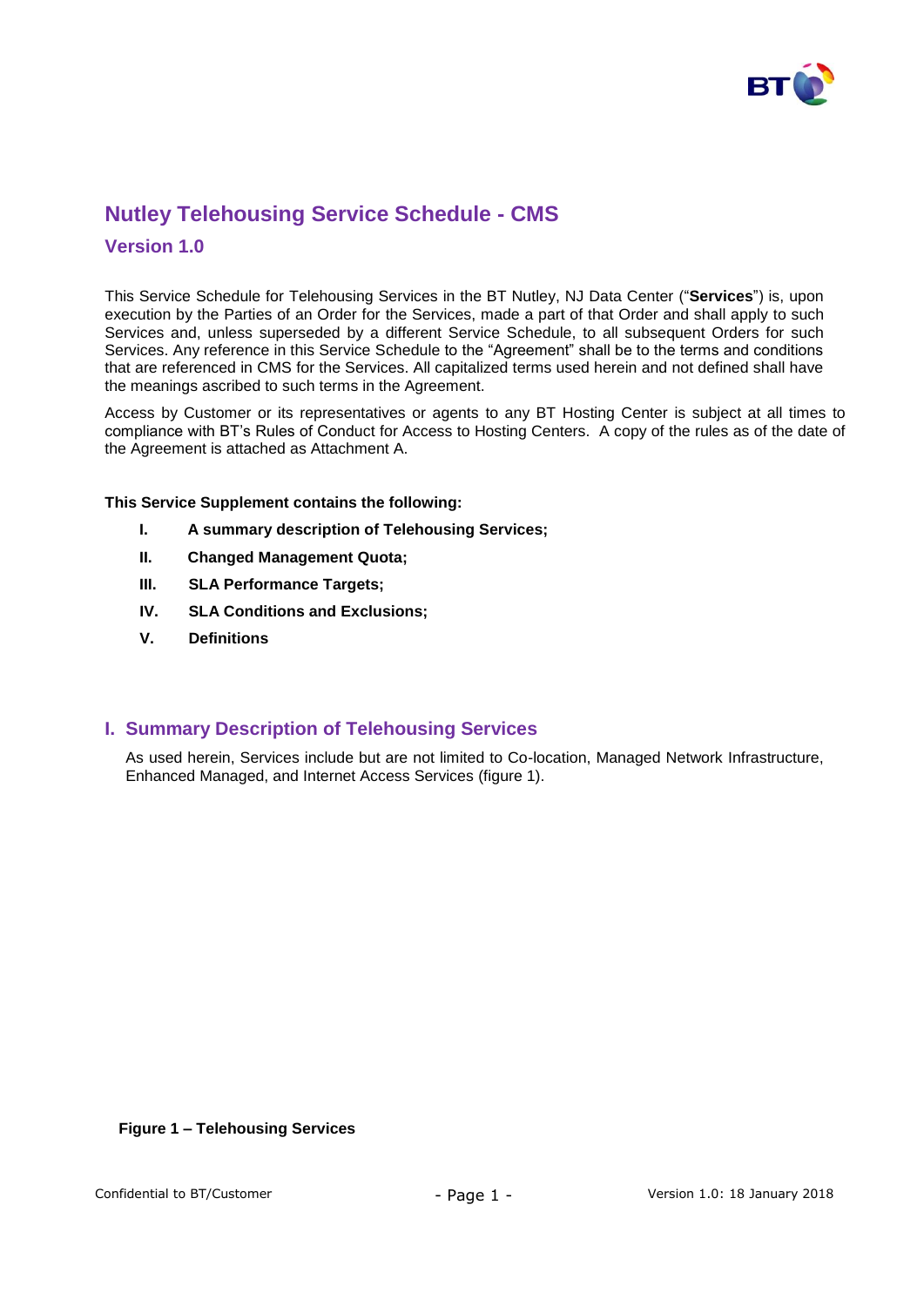# Nutley Telehousing Service Schedule - CMS

## Version 1.0

This Service Schedule for Telehousing Services in the BT Nutley, NJ Data Center ("**Services**") is, upon execution by the Parties of an Order for the Services, made a part of that Order and shall apply to such Services and, unless superseded by a different Service Schedule, to all subsequent Orders for such Services. Any reference in this Service Schedule to the "Agreement" shall be to the terms and conditions that are referenced in CMS for the Services. All capitalized terms used herein and not defined shall have the meanings ascribed to such terms in the Agreement.

Access by Customer or its representatives or agents to any BT Hosting Center is subject at all times to compliance with BT's Rules of Conduct for Access to Hosting Centers. A copy of the rules as of the date of the Agreement is attached as Attachment A.

**This Service Supplement contains the following:**

- **I. A summary description of Telehousing Services;**
- **II. Changed Management Quota;**
- **III. SLA Performance Targets;**
- **IV. SLA Conditions and Exclusions;**
- **V. Definitions**

## I. Summary Description of Telehousing Services

As used herein, Services include but are not limited to Co-location, Managed Network Infrastructure, Enhanced Managed, and Internet Access Services (figure 1).

**Figure 1 – Telehousing Services**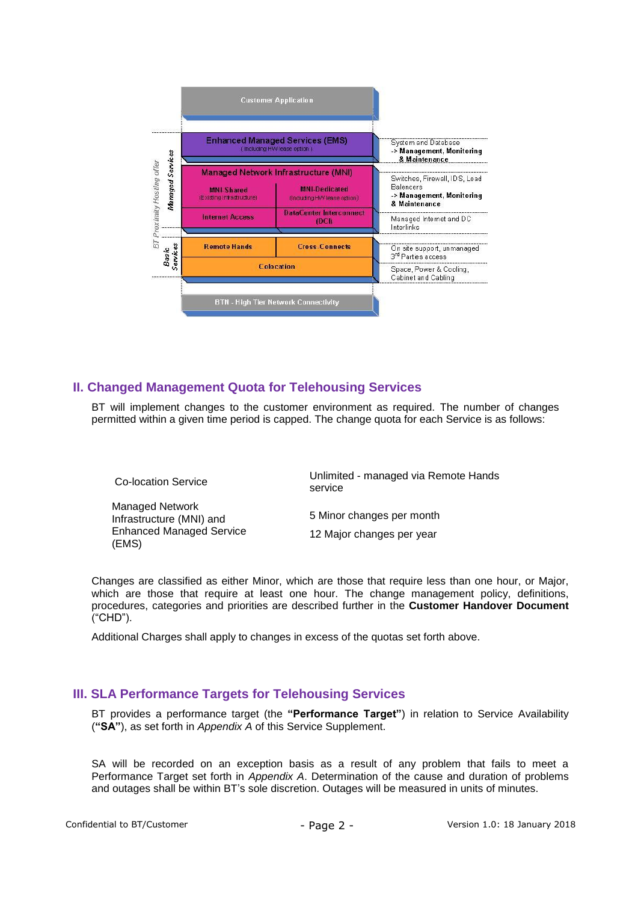Customer Application

Enhanced Managed Services (EMS)
(Including HW lease option)

Managed Network Infrastructure (MNI)

| MNI-Shared (Existing Infrastructure) | MNI-Dedicated (Including HW lease option) |
|---|---|
| Internet Access | DataCenter Interconnect (DCI) |
| Remote Hands | Cross Connects |

Colocation

BTN - High Tier Network Connectivity

BT Proximity Hosting offer — Managed Services / Basic Services

- System and Database -> **Management, Monitoring & Maintenance**
- Switches, Firewall, IDS, Load Balancers -> **Management, Monitoring & Maintenance**
- Managed Internet and DC Interlinks
- On site support, unmanaged 3rd Parties access
- Space, Power & Cooling, Cabinet and Cabling

## II. Changed Management Quota for Telehousing Services

BT will implement changes to the customer environment as required. The number of changes permitted within a given time period is capped. The change quota for each Service is as follows:

| | |
|---|---|
| Co-location Service | Unlimited - managed via Remote Hands service |
| Managed Network Infrastructure (MNI) and Enhanced Managed Service (EMS) | 5 Minor changes per month<br>12 Major changes per year |

Changes are classified as either Minor, which are those that require less than one hour, or Major, which are those that require at least one hour. The change management policy, definitions, procedures, categories and priorities are described further in the **Customer Handover Document** ("CHD").

Additional Charges shall apply to changes in excess of the quotas set forth above.

## III. SLA Performance Targets for Telehousing Services

BT provides a performance target (the **"Performance Target"**) in relation to Service Availability (**"SA"**), as set forth in *Appendix A* of this Service Supplement.

SA will be recorded on an exception basis as a result of any problem that fails to meet a Performance Target set forth in *Appendix A*. Determination of the cause and duration of problems and outages shall be within BT's sole discretion. Outages will be measured in units of minutes.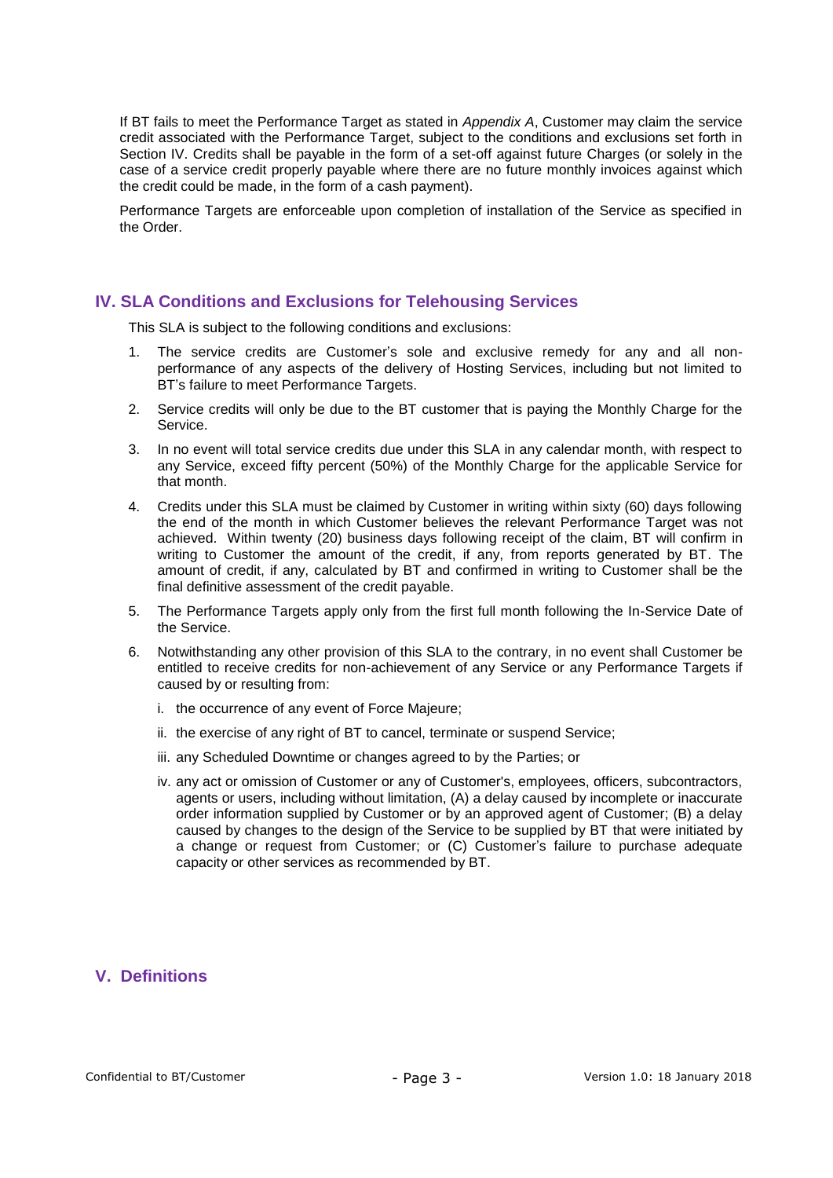If BT fails to meet the Performance Target as stated in *Appendix A*, Customer may claim the service credit associated with the Performance Target, subject to the conditions and exclusions set forth in Section IV. Credits shall be payable in the form of a set-off against future Charges (or solely in the case of a service credit properly payable where there are no future monthly invoices against which the credit could be made, in the form of a cash payment).

Performance Targets are enforceable upon completion of installation of the Service as specified in the Order.

## IV. SLA Conditions and Exclusions for Telehousing Services

This SLA is subject to the following conditions and exclusions:

1. The service credits are Customer's sole and exclusive remedy for any and all non-performance of any aspects of the delivery of Hosting Services, including but not limited to BT's failure to meet Performance Targets.
2. Service credits will only be due to the BT customer that is paying the Monthly Charge for the Service.
3. In no event will total service credits due under this SLA in any calendar month, with respect to any Service, exceed fifty percent (50%) of the Monthly Charge for the applicable Service for that month.
4. Credits under this SLA must be claimed by Customer in writing within sixty (60) days following the end of the month in which Customer believes the relevant Performance Target was not achieved. Within twenty (20) business days following receipt of the claim, BT will confirm in writing to Customer the amount of the credit, if any, from reports generated by BT. The amount of credit, if any, calculated by BT and confirmed in writing to Customer shall be the final definitive assessment of the credit payable.
5. The Performance Targets apply only from the first full month following the In-Service Date of the Service.
6. Notwithstanding any other provision of this SLA to the contrary, in no event shall Customer be entitled to receive credits for non-achievement of any Service or any Performance Targets if caused by or resulting from:
   i. the occurrence of any event of Force Majeure;
   ii. the exercise of any right of BT to cancel, terminate or suspend Service;
   iii. any Scheduled Downtime or changes agreed to by the Parties; or
   iv. any act or omission of Customer or any of Customer's, employees, officers, subcontractors, agents or users, including without limitation, (A) a delay caused by incomplete or inaccurate order information supplied by Customer or by an approved agent of Customer; (B) a delay caused by changes to the design of the Service to be supplied by BT that were initiated by a change or request from Customer; or (C) Customer's failure to purchase adequate capacity or other services as recommended by BT.

## V. Definitions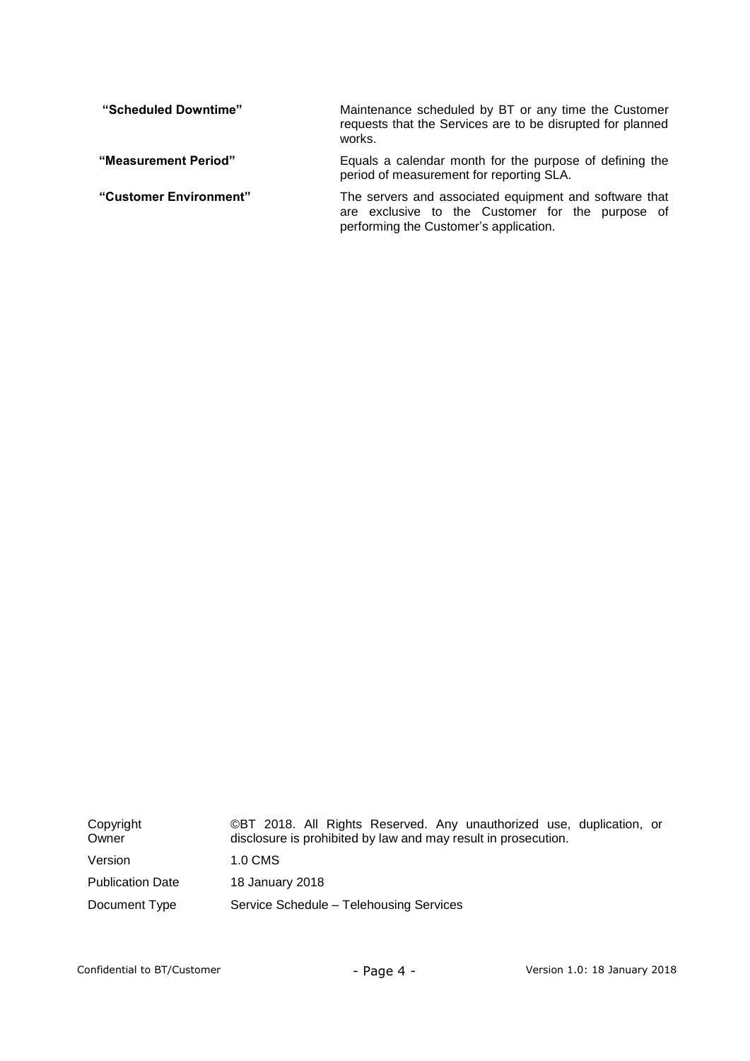| | |
|---|---|
| **"Scheduled Downtime"** | Maintenance scheduled by BT or any time the Customer requests that the Services are to be disrupted for planned works. |
| **"Measurement Period"** | Equals a calendar month for the purpose of defining the period of measurement for reporting SLA. |
| **"Customer Environment"** | The servers and associated equipment and software that are exclusive to the Customer for the purpose of performing the Customer's application. |

| | |
|---|---|
| Copyright Owner | ©BT 2018. All Rights Reserved. Any unauthorized use, duplication, or disclosure is prohibited by law and may result in prosecution. |
| Version | 1.0 CMS |
| Publication Date | 18 January 2018 |
| Document Type | Service Schedule – Telehousing Services |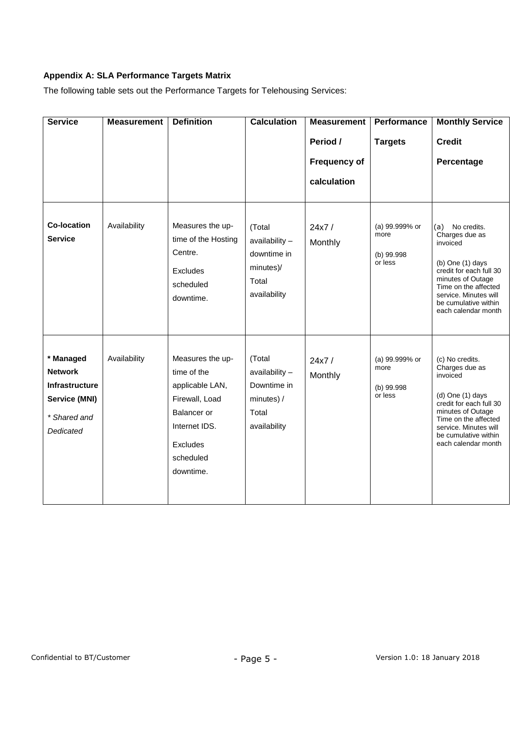**Appendix A: SLA Performance Targets Matrix**

The following table sets out the Performance Targets for Telehousing Services:

| Service | Measurement | Definition | Calculation | Measurement Period / Frequency of calculation | Performance Targets | Monthly Service Credit Percentage |
|---|---|---|---|---|---|---|
| **Co-location Service** | Availability | Measures the up-time of the Hosting Centre.<br>Excludes scheduled downtime. | (Total availability – downtime in minutes)/ Total availability | 24x7 / Monthly | (a) 99.999% or more<br>(b) 99.998 or less | (a) No credits. Charges due as invoiced<br>(b) One (1) days credit for each full 30 minutes of Outage Time on the affected service. Minutes will be cumulative within each calendar month |
| **\* Managed Network Infrastructure Service (MNI)**<br>*\* Shared and Dedicated* | Availability | Measures the up-time of the applicable LAN, Firewall, Load Balancer or Internet IDS.<br>Excludes scheduled downtime. | (Total availability – Downtime in minutes) / Total availability | 24x7 / Monthly | (a) 99.999% or more<br>(b) 99.998 or less | (c) No credits. Charges due as invoiced<br>(d) One (1) days credit for each full 30 minutes of Outage Time on the affected service. Minutes will be cumulative within each calendar month |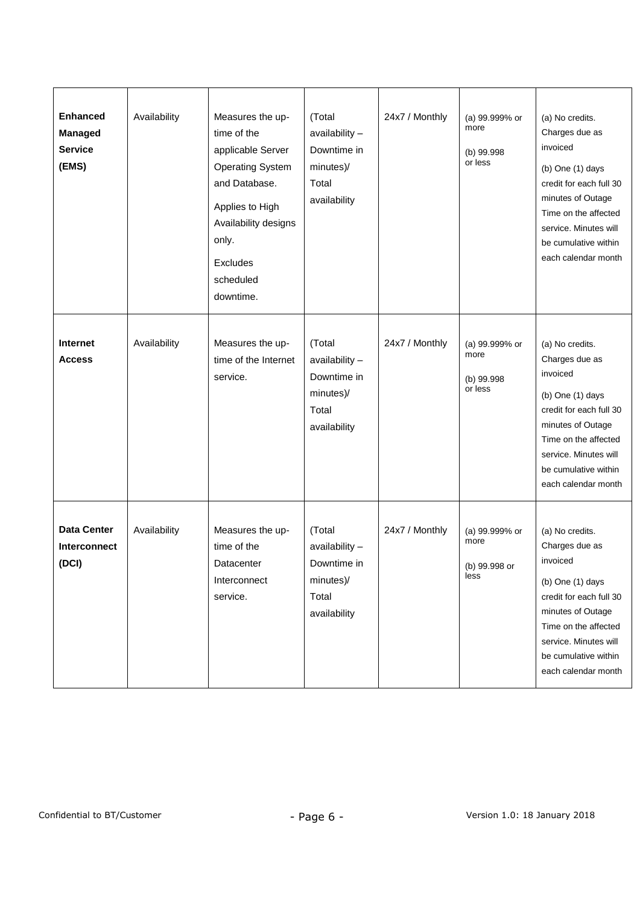| **Enhanced Managed Service (EMS)** | Availability | Measures the up-time of the applicable Server Operating System and Database.<br><br>Applies to High Availability designs only.<br><br>Excludes scheduled downtime. | (Total availability – Downtime in minutes)/ Total availability | 24x7 / Monthly | (a) 99.999% or more<br><br>(b) 99.998 or less | (a) No credits. Charges due as invoiced<br><br>(b) One (1) days credit for each full 30 minutes of Outage Time on the affected service. Minutes will be cumulative within each calendar month |
|---|---|---|---|---|---|---|
| **Internet Access** | Availability | Measures the up-time of the Internet service. | (Total availability – Downtime in minutes)/ Total availability | 24x7 / Monthly | (a) 99.999% or more<br><br>(b) 99.998 or less | (a) No credits. Charges due as invoiced<br><br>(b) One (1) days credit for each full 30 minutes of Outage Time on the affected service. Minutes will be cumulative within each calendar month |
| **Data Center Interconnect (DCI)** | Availability | Measures the up-time of the Datacenter Interconnect service. | (Total availability – Downtime in minutes)/ Total availability | 24x7 / Monthly | (a) 99.999% or more<br><br>(b) 99.998 or less | (a) No credits. Charges due as invoiced<br><br>(b) One (1) days credit for each full 30 minutes of Outage Time on the affected service. Minutes will be cumulative within each calendar month |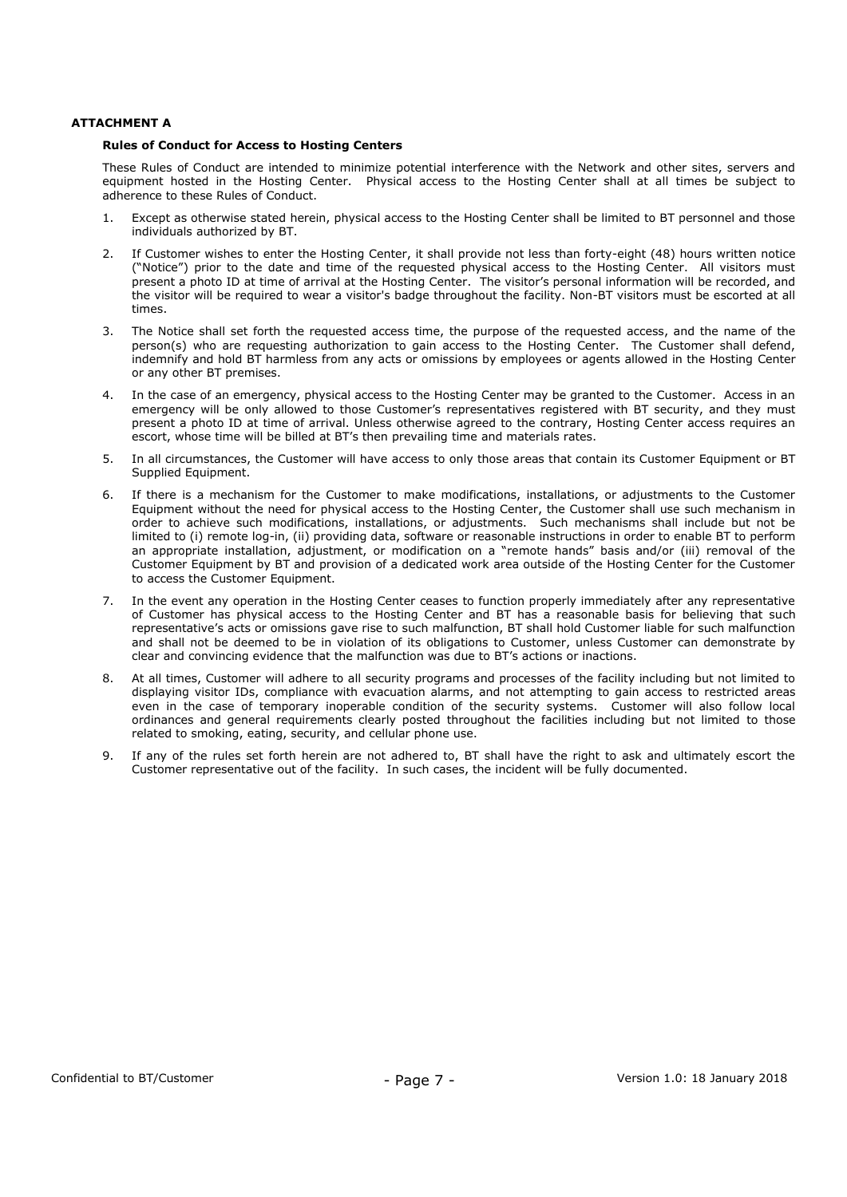# ATTACHMENT A

## Rules of Conduct for Access to Hosting Centers

These Rules of Conduct are intended to minimize potential interference with the Network and other sites, servers and equipment hosted in the Hosting Center. Physical access to the Hosting Center shall at all times be subject to adherence to these Rules of Conduct.

1. Except as otherwise stated herein, physical access to the Hosting Center shall be limited to BT personnel and those individuals authorized by BT.
2. If Customer wishes to enter the Hosting Center, it shall provide not less than forty-eight (48) hours written notice ("Notice") prior to the date and time of the requested physical access to the Hosting Center. All visitors must present a photo ID at time of arrival at the Hosting Center. The visitor's personal information will be recorded, and the visitor will be required to wear a visitor's badge throughout the facility. Non-BT visitors must be escorted at all times.
3. The Notice shall set forth the requested access time, the purpose of the requested access, and the name of the person(s) who are requesting authorization to gain access to the Hosting Center. The Customer shall defend, indemnify and hold BT harmless from any acts or omissions by employees or agents allowed in the Hosting Center or any other BT premises.
4. In the case of an emergency, physical access to the Hosting Center may be granted to the Customer. Access in an emergency will be only allowed to those Customer's representatives registered with BT security, and they must present a photo ID at time of arrival. Unless otherwise agreed to the contrary, Hosting Center access requires an escort, whose time will be billed at BT's then prevailing time and materials rates.
5. In all circumstances, the Customer will have access to only those areas that contain its Customer Equipment or BT Supplied Equipment.
6. If there is a mechanism for the Customer to make modifications, installations, or adjustments to the Customer Equipment without the need for physical access to the Hosting Center, the Customer shall use such mechanism in order to achieve such modifications, installations, or adjustments. Such mechanisms shall include but not be limited to (i) remote log-in, (ii) providing data, software or reasonable instructions in order to enable BT to perform an appropriate installation, adjustment, or modification on a "remote hands" basis and/or (iii) removal of the Customer Equipment by BT and provision of a dedicated work area outside of the Hosting Center for the Customer to access the Customer Equipment.
7. In the event any operation in the Hosting Center ceases to function properly immediately after any representative of Customer has physical access to the Hosting Center and BT has a reasonable basis for believing that such representative's acts or omissions gave rise to such malfunction, BT shall hold Customer liable for such malfunction and shall not be deemed to be in violation of its obligations to Customer, unless Customer can demonstrate by clear and convincing evidence that the malfunction was due to BT's actions or inactions.
8. At all times, Customer will adhere to all security programs and processes of the facility including but not limited to displaying visitor IDs, compliance with evacuation alarms, and not attempting to gain access to restricted areas even in the case of temporary inoperable condition of the security systems. Customer will also follow local ordinances and general requirements clearly posted throughout the facilities including but not limited to those related to smoking, eating, security, and cellular phone use.
9. If any of the rules set forth herein are not adhered to, BT shall have the right to ask and ultimately escort the Customer representative out of the facility. In such cases, the incident will be fully documented.